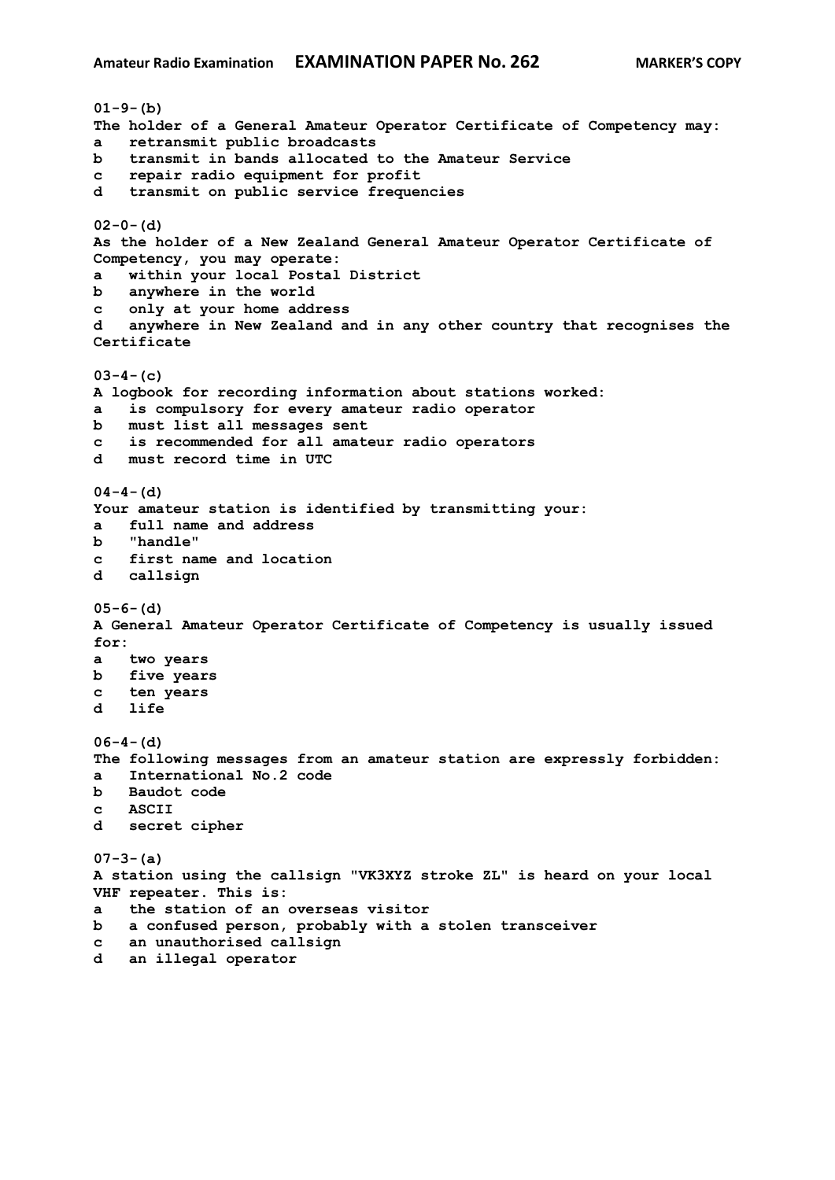01-9-(b)
The holder of a General Amateur Operator Certificate of Competency may:
a retransmit public broadcasts
b transmit in bands allocated to the Amateur Service
c repair radio equipment for profit
d transmit on public service frequencies

02-0-(d)
As the holder of a New Zealand General Amateur Operator Certificate of Competency, you may operate:
a within your local Postal District
b anywhere in the world
c only at your home address
d anywhere in New Zealand and in any other country that recognises the Certificate

03-4-(c)
A logbook for recording information about stations worked:
a is compulsory for every amateur radio operator
b must list all messages sent
c is recommended for all amateur radio operators
d must record time in UTC

04-4-(d)
Your amateur station is identified by transmitting your:
a full name and address
b "handle"
c first name and location
d callsign

05-6-(d)
A General Amateur Operator Certificate of Competency is usually issued for:
a two years
b five years
c ten years
d life

06-4-(d)
The following messages from an amateur station are expressly forbidden:
a International No.2 code
b Baudot code
c ASCII
d secret cipher

07-3-(a)
A station using the callsign "VK3XYZ stroke ZL" is heard on your local VHF repeater. This is:
a the station of an overseas visitor
b a confused person, probably with a stolen transceiver
c an unauthorised callsign
d an illegal operator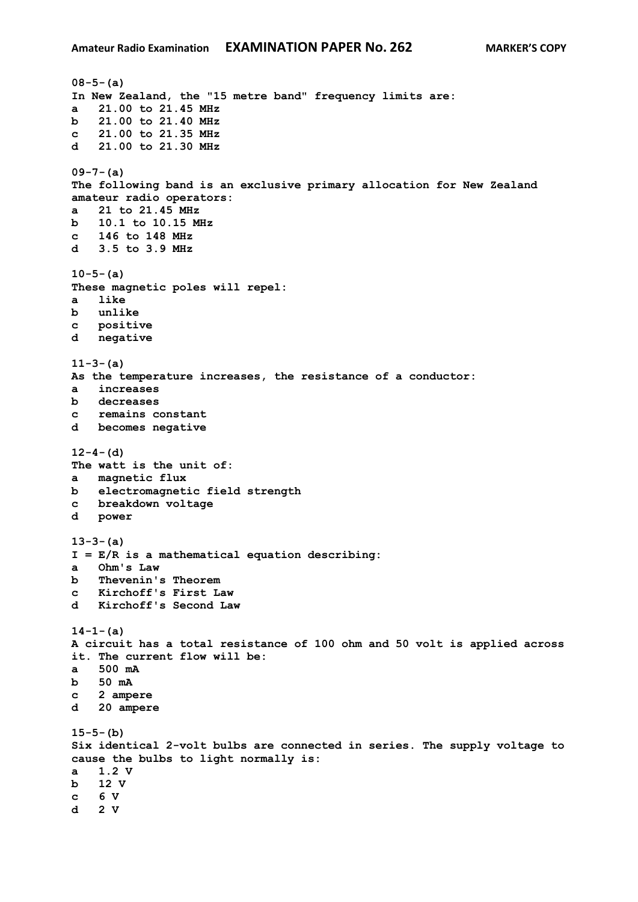**08-5-(a)**
**In New Zealand, the "15 metre band" frequency limits are:**
**a 21.00 to 21.45 MHz**
**b 21.00 to 21.40 MHz**
**c 21.00 to 21.35 MHz**
**d 21.00 to 21.30 MHz**

**09-7-(a)**
**The following band is an exclusive primary allocation for New Zealand amateur radio operators:**
**a 21 to 21.45 MHz**
**b 10.1 to 10.15 MHz**
**c 146 to 148 MHz**
**d 3.5 to 3.9 MHz**

**10-5-(a)**
**These magnetic poles will repel:**
**a like**
**b unlike**
**c positive**
**d negative**

**11-3-(a)**
**As the temperature increases, the resistance of a conductor:**
**a increases**
**b decreases**
**c remains constant**
**d becomes negative**

**12-4-(d)**
**The watt is the unit of:**
**a magnetic flux**
**b electromagnetic field strength**
**c breakdown voltage**
**d power**

**13-3-(a)**
**I = E/R is a mathematical equation describing:**
**a Ohm's Law**
**b Thevenin's Theorem**
**c Kirchoff's First Law**
**d Kirchoff's Second Law**

**14-1-(a)**
**A circuit has a total resistance of 100 ohm and 50 volt is applied across it. The current flow will be:**
**a 500 mA**
**b 50 mA**
**c 2 ampere**
**d 20 ampere**

**15-5-(b)**
**Six identical 2-volt bulbs are connected in series. The supply voltage to cause the bulbs to light normally is:**
**a 1.2 V**
**b 12 V**
**c 6 V**
**d 2 V**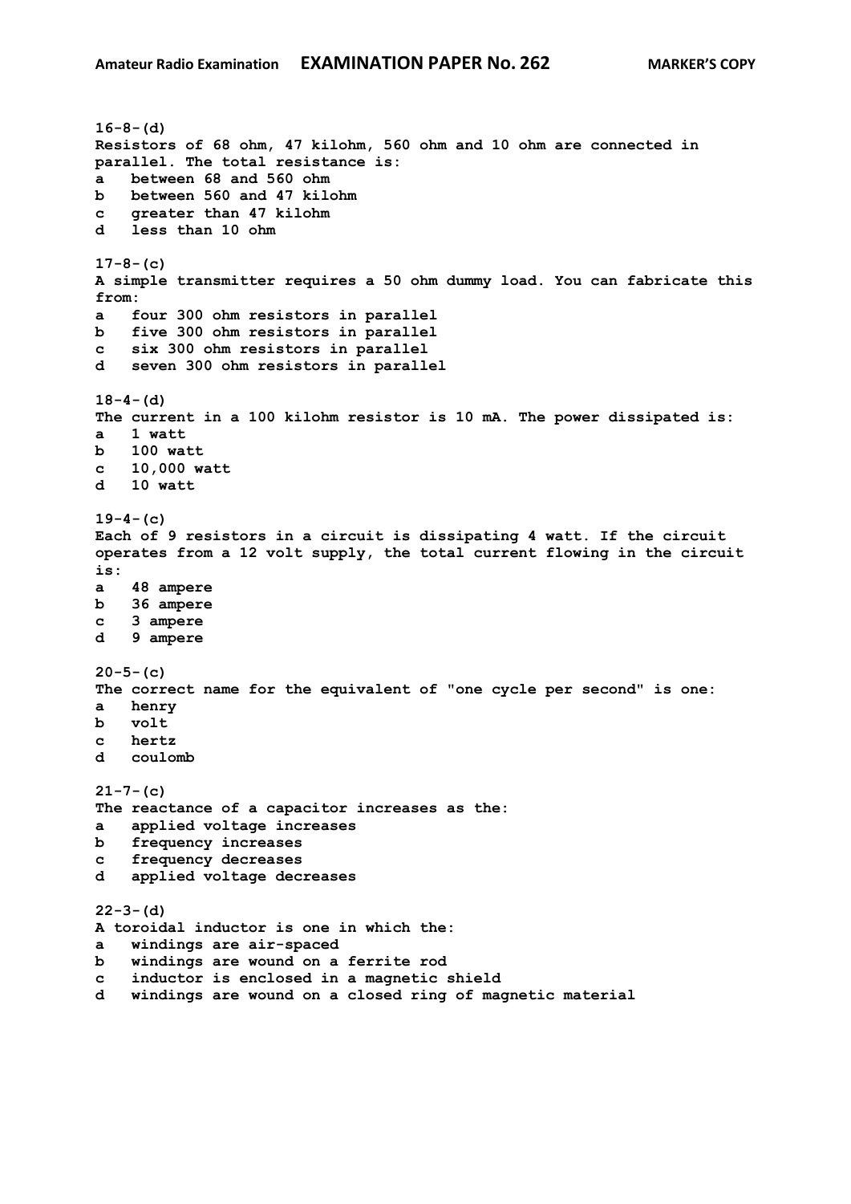**16-8-(d)**
**Resistors of 68 ohm, 47 kilohm, 560 ohm and 10 ohm are connected in parallel. The total resistance is:**
a   between 68 and 560 ohm
b   between 560 and 47 kilohm
c   greater than 47 kilohm
d   less than 10 ohm

**17-8-(c)**
**A simple transmitter requires a 50 ohm dummy load. You can fabricate this from:**
a   four 300 ohm resistors in parallel
b   five 300 ohm resistors in parallel
c   six 300 ohm resistors in parallel
d   seven 300 ohm resistors in parallel

**18-4-(d)**
**The current in a 100 kilohm resistor is 10 mA. The power dissipated is:**
a   1 watt
b   100 watt
c   10,000 watt
d   10 watt

**19-4-(c)**
**Each of 9 resistors in a circuit is dissipating 4 watt. If the circuit operates from a 12 volt supply, the total current flowing in the circuit is:**
a   48 ampere
b   36 ampere
c   3 ampere
d   9 ampere

**20-5-(c)**
**The correct name for the equivalent of "one cycle per second" is one:**
a   henry
b   volt
c   hertz
d   coulomb

**21-7-(c)**
**The reactance of a capacitor increases as the:**
a   applied voltage increases
b   frequency increases
c   frequency decreases
d   applied voltage decreases

**22-3-(d)**
**A toroidal inductor is one in which the:**
a   windings are air-spaced
b   windings are wound on a ferrite rod
c   inductor is enclosed in a magnetic shield
d   windings are wound on a closed ring of magnetic material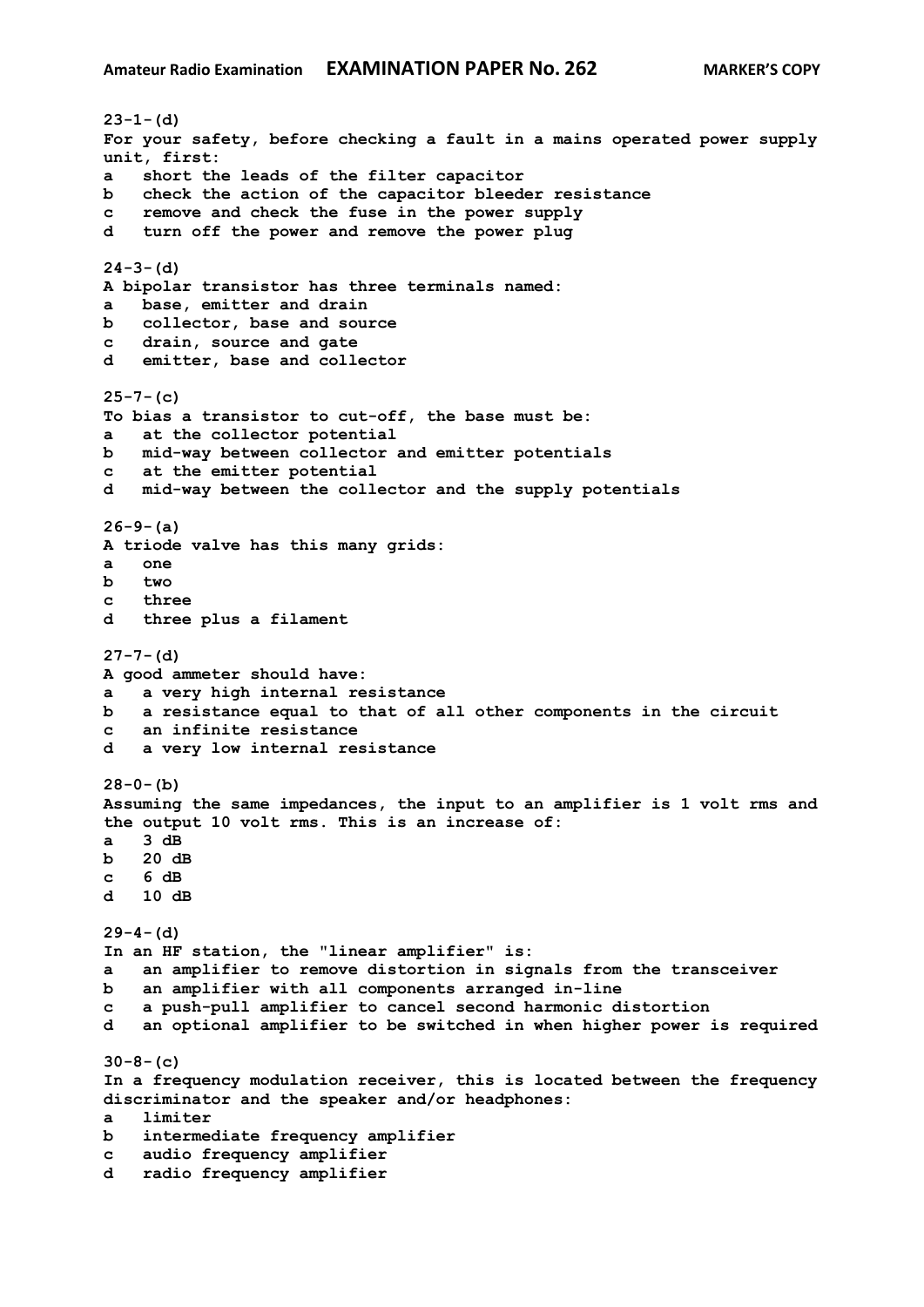**23-1-(d)**
**For your safety, before checking a fault in a mains operated power supply unit, first:**
**a** short the leads of the filter capacitor
**b** check the action of the capacitor bleeder resistance
**c** remove and check the fuse in the power supply
**d** turn off the power and remove the power plug

**24-3-(d)**
**A bipolar transistor has three terminals named:**
**a** base, emitter and drain
**b** collector, base and source
**c** drain, source and gate
**d** emitter, base and collector

**25-7-(c)**
**To bias a transistor to cut-off, the base must be:**
**a** at the collector potential
**b** mid-way between collector and emitter potentials
**c** at the emitter potential
**d** mid-way between the collector and the supply potentials

**26-9-(a)**
**A triode valve has this many grids:**
**a** one
**b** two
**c** three
**d** three plus a filament

**27-7-(d)**
**A good ammeter should have:**
**a** a very high internal resistance
**b** a resistance equal to that of all other components in the circuit
**c** an infinite resistance
**d** a very low internal resistance

**28-0-(b)**
**Assuming the same impedances, the input to an amplifier is 1 volt rms and the output 10 volt rms. This is an increase of:**
**a** 3 dB
**b** 20 dB
**c** 6 dB
**d** 10 dB

**29-4-(d)**
**In an HF station, the "linear amplifier" is:**
**a** an amplifier to remove distortion in signals from the transceiver
**b** an amplifier with all components arranged in-line
**c** a push-pull amplifier to cancel second harmonic distortion
**d** an optional amplifier to be switched in when higher power is required

**30-8-(c)**
**In a frequency modulation receiver, this is located between the frequency discriminator and the speaker and/or headphones:**
**a** limiter
**b** intermediate frequency amplifier
**c** audio frequency amplifier
**d** radio frequency amplifier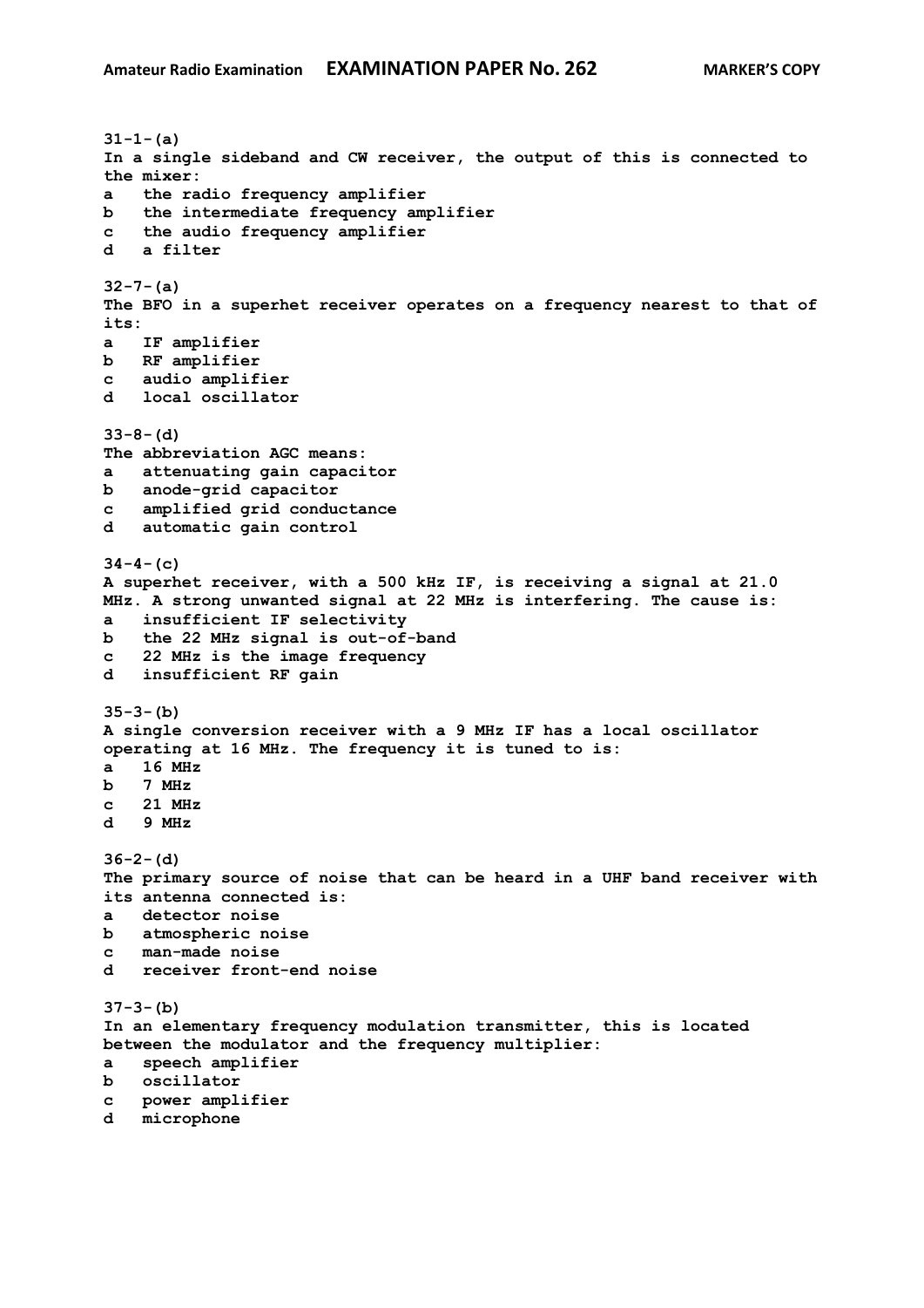**31-1-(a)**
**In a single sideband and CW receiver, the output of this is connected to the mixer:**
**a the radio frequency amplifier**
**b the intermediate frequency amplifier**
**c the audio frequency amplifier**
**d a filter**

**32-7-(a)**
**The BFO in a superhet receiver operates on a frequency nearest to that of its:**
**a IF amplifier**
**b RF amplifier**
**c audio amplifier**
**d local oscillator**

**33-8-(d)**
**The abbreviation AGC means:**
**a attenuating gain capacitor**
**b anode-grid capacitor**
**c amplified grid conductance**
**d automatic gain control**

**34-4-(c)**
**A superhet receiver, with a 500 kHz IF, is receiving a signal at 21.0 MHz. A strong unwanted signal at 22 MHz is interfering. The cause is:**
**a insufficient IF selectivity**
**b the 22 MHz signal is out-of-band**
**c 22 MHz is the image frequency**
**d insufficient RF gain**

**35-3-(b)**
**A single conversion receiver with a 9 MHz IF has a local oscillator operating at 16 MHz. The frequency it is tuned to is:**
**a 16 MHz**
**b 7 MHz**
**c 21 MHz**
**d 9 MHz**

**36-2-(d)**
**The primary source of noise that can be heard in a UHF band receiver with its antenna connected is:**
**a detector noise**
**b atmospheric noise**
**c man-made noise**
**d receiver front-end noise**

**37-3-(b)**
**In an elementary frequency modulation transmitter, this is located between the modulator and the frequency multiplier:**
**a speech amplifier**
**b oscillator**
**c power amplifier**
**d microphone**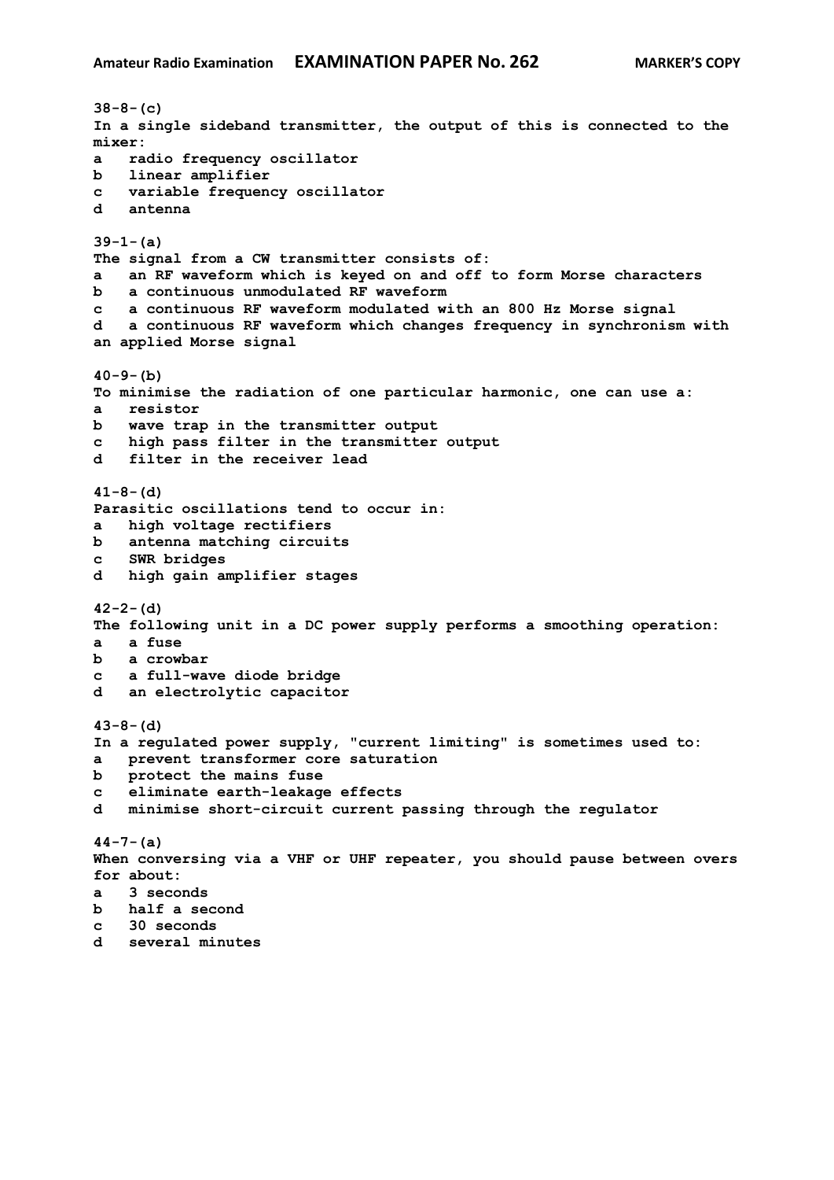**38-8-(c)**
**In a single sideband transmitter, the output of this is connected to the mixer:**
**a radio frequency oscillator**
**b linear amplifier**
**c variable frequency oscillator**
**d antenna**

**39-1-(a)**
**The signal from a CW transmitter consists of:**
**a an RF waveform which is keyed on and off to form Morse characters**
**b a continuous unmodulated RF waveform**
**c a continuous RF waveform modulated with an 800 Hz Morse signal**
**d a continuous RF waveform which changes frequency in synchronism with an applied Morse signal**

**40-9-(b)**
**To minimise the radiation of one particular harmonic, one can use a:**
**a resistor**
**b wave trap in the transmitter output**
**c high pass filter in the transmitter output**
**d filter in the receiver lead**

**41-8-(d)**
**Parasitic oscillations tend to occur in:**
**a high voltage rectifiers**
**b antenna matching circuits**
**c SWR bridges**
**d high gain amplifier stages**

**42-2-(d)**
**The following unit in a DC power supply performs a smoothing operation:**
**a a fuse**
**b a crowbar**
**c a full-wave diode bridge**
**d an electrolytic capacitor**

**43-8-(d)**
**In a regulated power supply, "current limiting" is sometimes used to:**
**a prevent transformer core saturation**
**b protect the mains fuse**
**c eliminate earth-leakage effects**
**d minimise short-circuit current passing through the regulator**

**44-7-(a)**
**When conversing via a VHF or UHF repeater, you should pause between overs for about:**
**a 3 seconds**
**b half a second**
**c 30 seconds**
**d several minutes**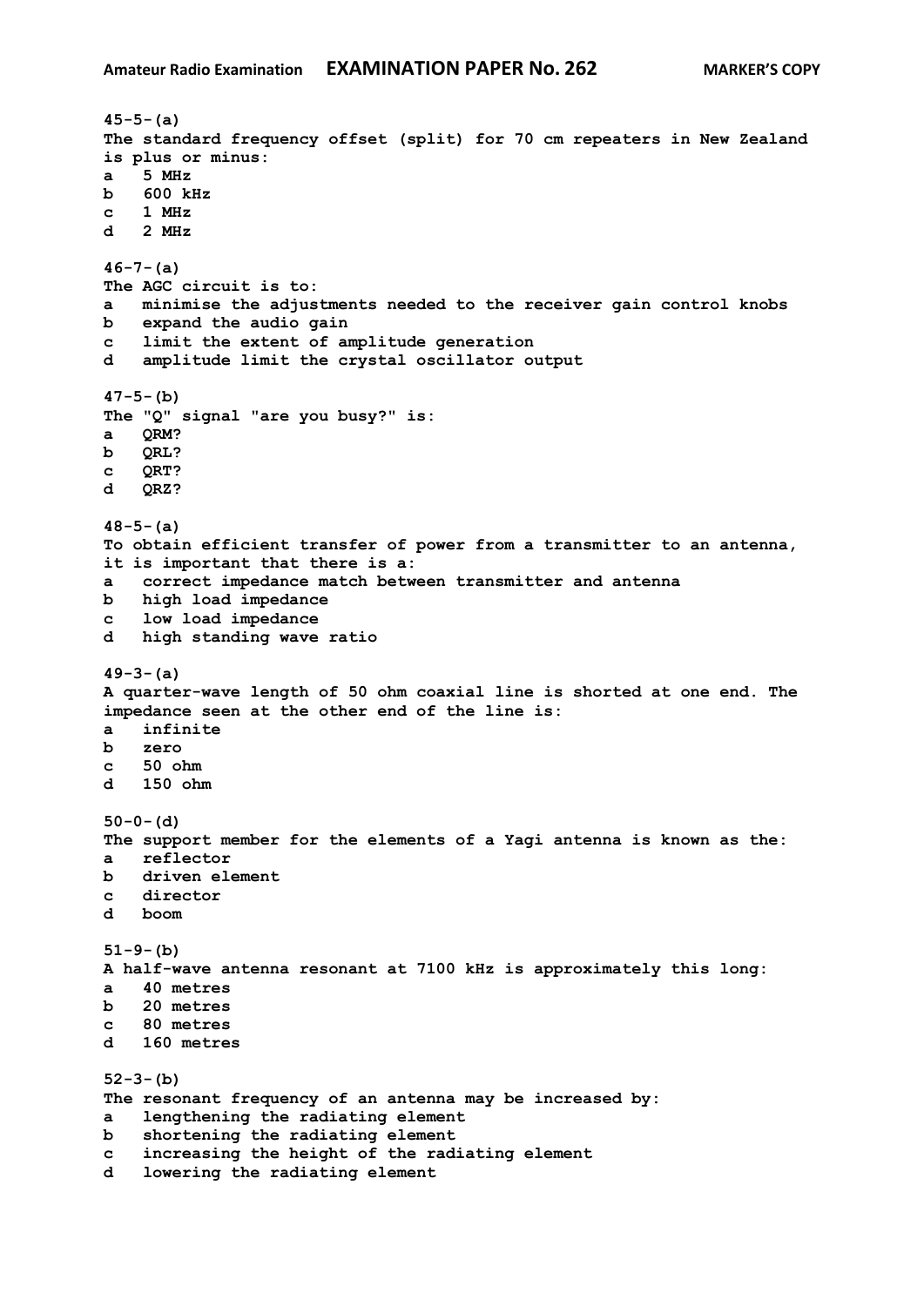**45-5-(a)**
**The standard frequency offset (split) for 70 cm repeaters in New Zealand is plus or minus:**
a 5 MHz
b 600 kHz
c 1 MHz
d 2 MHz

**46-7-(a)**
**The AGC circuit is to:**
a minimise the adjustments needed to the receiver gain control knobs
b expand the audio gain
c limit the extent of amplitude generation
d amplitude limit the crystal oscillator output

**47-5-(b)**
**The "Q" signal "are you busy?" is:**
a QRM?
b QRL?
c QRT?
d QRZ?

**48-5-(a)**
**To obtain efficient transfer of power from a transmitter to an antenna, it is important that there is a:**
a correct impedance match between transmitter and antenna
b high load impedance
c low load impedance
d high standing wave ratio

**49-3-(a)**
**A quarter-wave length of 50 ohm coaxial line is shorted at one end. The impedance seen at the other end of the line is:**
a infinite
b zero
c 50 ohm
d 150 ohm

**50-0-(d)**
**The support member for the elements of a Yagi antenna is known as the:**
a reflector
b driven element
c director
d boom

**51-9-(b)**
**A half-wave antenna resonant at 7100 kHz is approximately this long:**
a 40 metres
b 20 metres
c 80 metres
d 160 metres

**52-3-(b)**
**The resonant frequency of an antenna may be increased by:**
a lengthening the radiating element
b shortening the radiating element
c increasing the height of the radiating element
d lowering the radiating element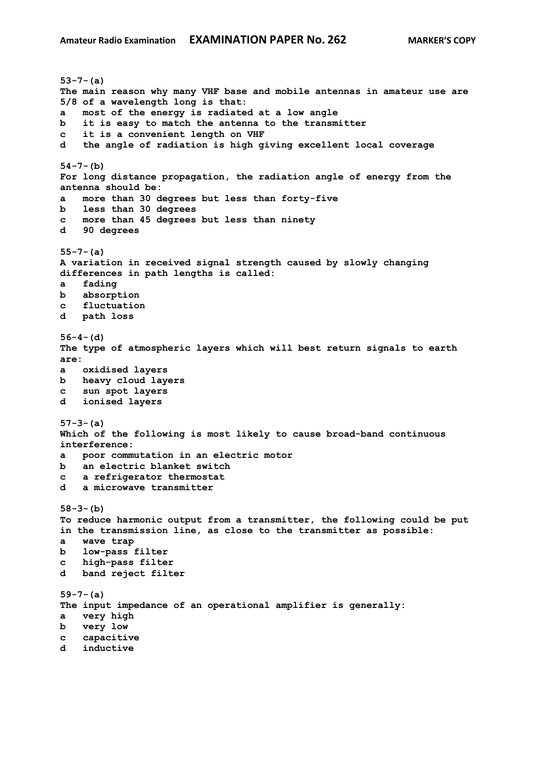**53-7-(a)**
**The main reason why many VHF base and mobile antennas in amateur use are 5/8 of a wavelength long is that:**

- **a most of the energy is radiated at a low angle**
- **b it is easy to match the antenna to the transmitter**
- **c it is a convenient length on VHF**
- **d the angle of radiation is high giving excellent local coverage**

**54-7-(b)**
**For long distance propagation, the radiation angle of energy from the antenna should be:**

- **a more than 30 degrees but less than forty-five**
- **b less than 30 degrees**
- **c more than 45 degrees but less than ninety**
- **d 90 degrees**

**55-7-(a)**
**A variation in received signal strength caused by slowly changing differences in path lengths is called:**

- **a fading**
- **b absorption**
- **c fluctuation**
- **d path loss**

**56-4-(d)**
**The type of atmospheric layers which will best return signals to earth are:**

- **a oxidised layers**
- **b heavy cloud layers**
- **c sun spot layers**
- **d ionised layers**

**57-3-(a)**
**Which of the following is most likely to cause broad-band continuous interference:**

- **a poor commutation in an electric motor**
- **b an electric blanket switch**
- **c a refrigerator thermostat**
- **d a microwave transmitter**

**58-3-(b)**
**To reduce harmonic output from a transmitter, the following could be put in the transmission line, as close to the transmitter as possible:**

- **a wave trap**
- **b low-pass filter**
- **c high-pass filter**
- **d band reject filter**

**59-7-(a)**
**The input impedance of an operational amplifier is generally:**

- **a very high**
- **b very low**
- **c capacitive**
- **d inductive**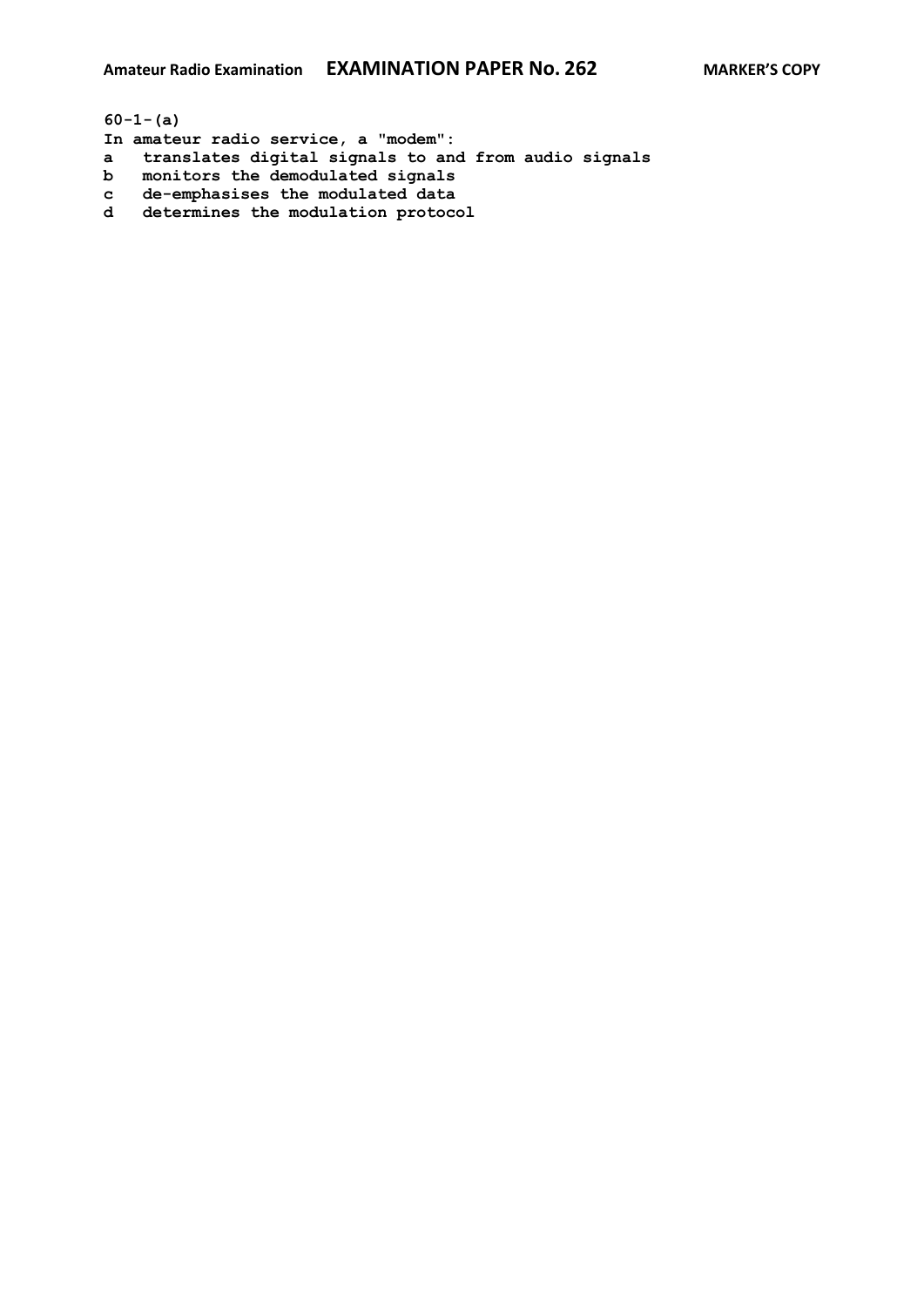**60-1-(a)**

**In amateur radio service, a "modem":**

**a translates digital signals to and from audio signals**
**b monitors the demodulated signals**
**c de-emphasises the modulated data**
**d determines the modulation protocol**